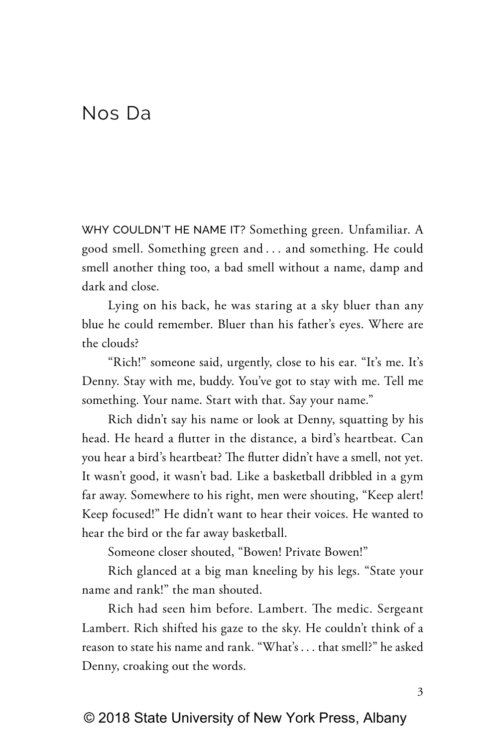# Nos Da

WHY COULDN'T HE NAME IT? Something green. Unfamiliar. A good smell. Something green and . . . and something. He could smell another thing too, a bad smell without a name, damp and dark and close.

Lying on his back, he was staring at a sky bluer than any blue he could remember. Bluer than his father's eyes. Where are the clouds?

"Rich!" someone said, urgently, close to his ear. "It's me. It's Denny. Stay with me, buddy. You've got to stay with me. Tell me something. Your name. Start with that. Say your name."

Rich didn't say his name or look at Denny, squatting by his head. He heard a flutter in the distance, a bird's heartbeat. Can you hear a bird's heartbeat? The flutter didn't have a smell, not yet. It wasn't good, it wasn't bad. Like a basketball dribbled in a gym far away. Somewhere to his right, men were shouting, "Keep alert! Keep focused!" He didn't want to hear their voices. He wanted to hear the bird or the far away basketball.

Someone closer shouted, "Bowen! Private Bowen!"

Rich glanced at a big man kneeling by his legs. "State your name and rank!" the man shouted.

Rich had seen him before. Lambert. The medic. Sergeant Lambert. Rich shifted his gaze to the sky. He couldn't think of a reason to state his name and rank. "What's . . . that smell?" he asked Denny, croaking out the words.

© 2018 State University of New York Press, Albany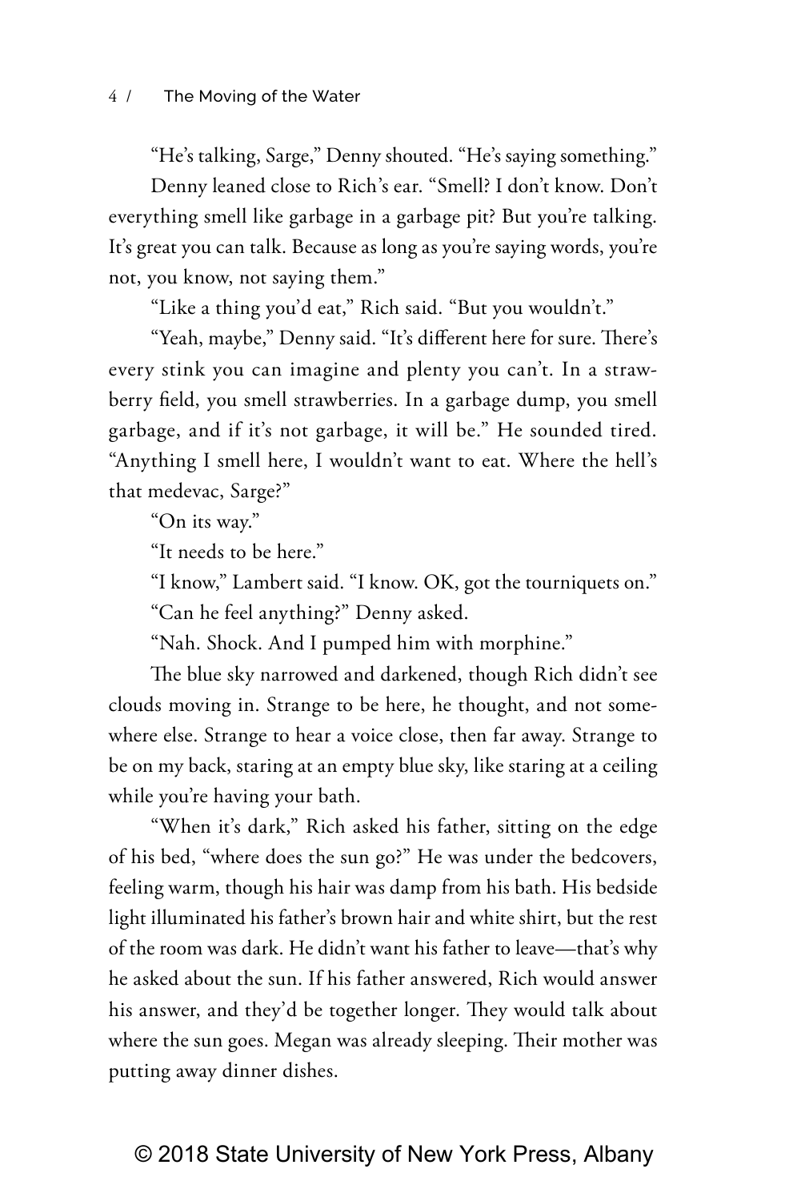"He's talking, Sarge," Denny shouted. "He's saying something."

Denny leaned close to Rich's ear. "Smell? I don't know. Don't everything smell like garbage in a garbage pit? But you're talking. It's great you can talk. Because as long as you're saying words, you're not, you know, not saying them."

"Like a thing you'd eat," Rich said. "But you wouldn't."

"Yeah, maybe," Denny said. "It's different here for sure. There's every stink you can imagine and plenty you can't. In a strawberry field, you smell strawberries. In a garbage dump, you smell garbage, and if it's not garbage, it will be." He sounded tired. "Anything I smell here, I wouldn't want to eat. Where the hell's that medevac, Sarge?"

"On its way."

"It needs to be here."

"I know," Lambert said. "I know. OK, got the tourniquets on."

"Can he feel anything?" Denny asked.

"Nah. Shock. And I pumped him with morphine."

The blue sky narrowed and darkened, though Rich didn't see clouds moving in. Strange to be here, he thought, and not somewhere else. Strange to hear a voice close, then far away. Strange to be on my back, staring at an empty blue sky, like staring at a ceiling while you're having your bath.

"When it's dark," Rich asked his father, sitting on the edge of his bed, "where does the sun go?" He was under the bedcovers, feeling warm, though his hair was damp from his bath. His bedside light illuminated his father's brown hair and white shirt, but the rest of the room was dark. He didn't want his father to leave—that's why he asked about the sun. If his father answered, Rich would answer his answer, and they'd be together longer. They would talk about where the sun goes. Megan was already sleeping. Their mother was putting away dinner dishes.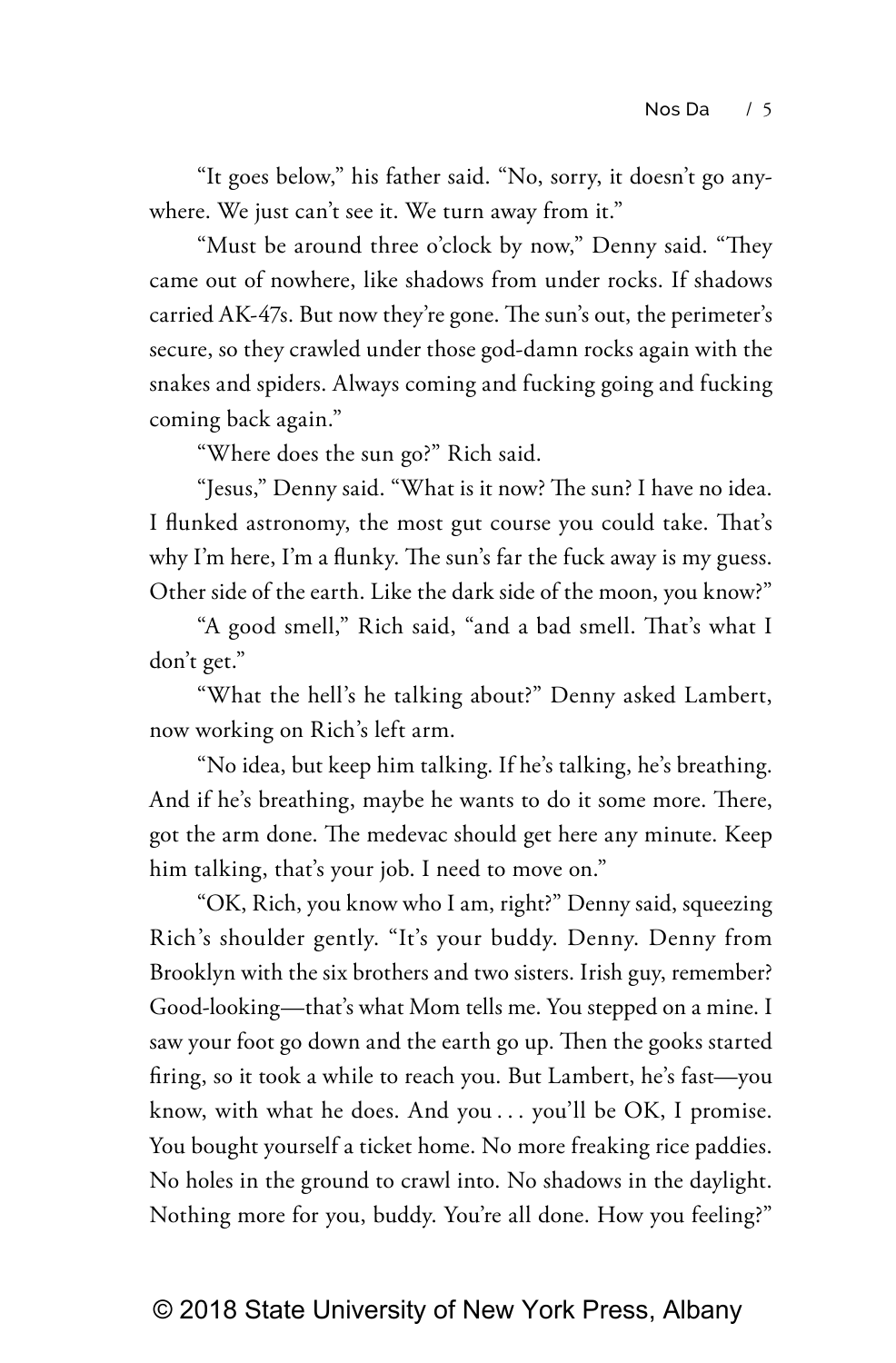"It goes below," his father said. "No, sorry, it doesn't go anywhere. We just can't see it. We turn away from it."

"Must be around three o'clock by now," Denny said. "They came out of nowhere, like shadows from under rocks. If shadows carried AK-47s. But now they're gone. The sun's out, the perimeter's secure, so they crawled under those god-damn rocks again with the snakes and spiders. Always coming and fucking going and fucking coming back again."

"Where does the sun go?" Rich said.

"Jesus," Denny said. "What is it now? The sun? I have no idea. I flunked astronomy, the most gut course you could take. That's why I'm here, I'm a flunky. The sun's far the fuck away is my guess. Other side of the earth. Like the dark side of the moon, you know?"

"A good smell," Rich said, "and a bad smell. That's what I don't get."

"What the hell's he talking about?" Denny asked Lambert, now working on Rich's left arm.

"No idea, but keep him talking. If he's talking, he's breathing. And if he's breathing, maybe he wants to do it some more. There, got the arm done. The medevac should get here any minute. Keep him talking, that's your job. I need to move on."

"OK, Rich, you know who I am, right?" Denny said, squeezing Rich's shoulder gently. "It's your buddy. Denny. Denny from Brooklyn with the six brothers and two sisters. Irish guy, remember? Good-looking—that's what Mom tells me. You stepped on a mine. I saw your foot go down and the earth go up. Then the gooks started firing, so it took a while to reach you. But Lambert, he's fast—you know, with what he does. And you . . . you'll be OK, I promise. You bought yourself a ticket home. No more freaking rice paddies. No holes in the ground to crawl into. No shadows in the daylight. Nothing more for you, buddy. You're all done. How you feeling?"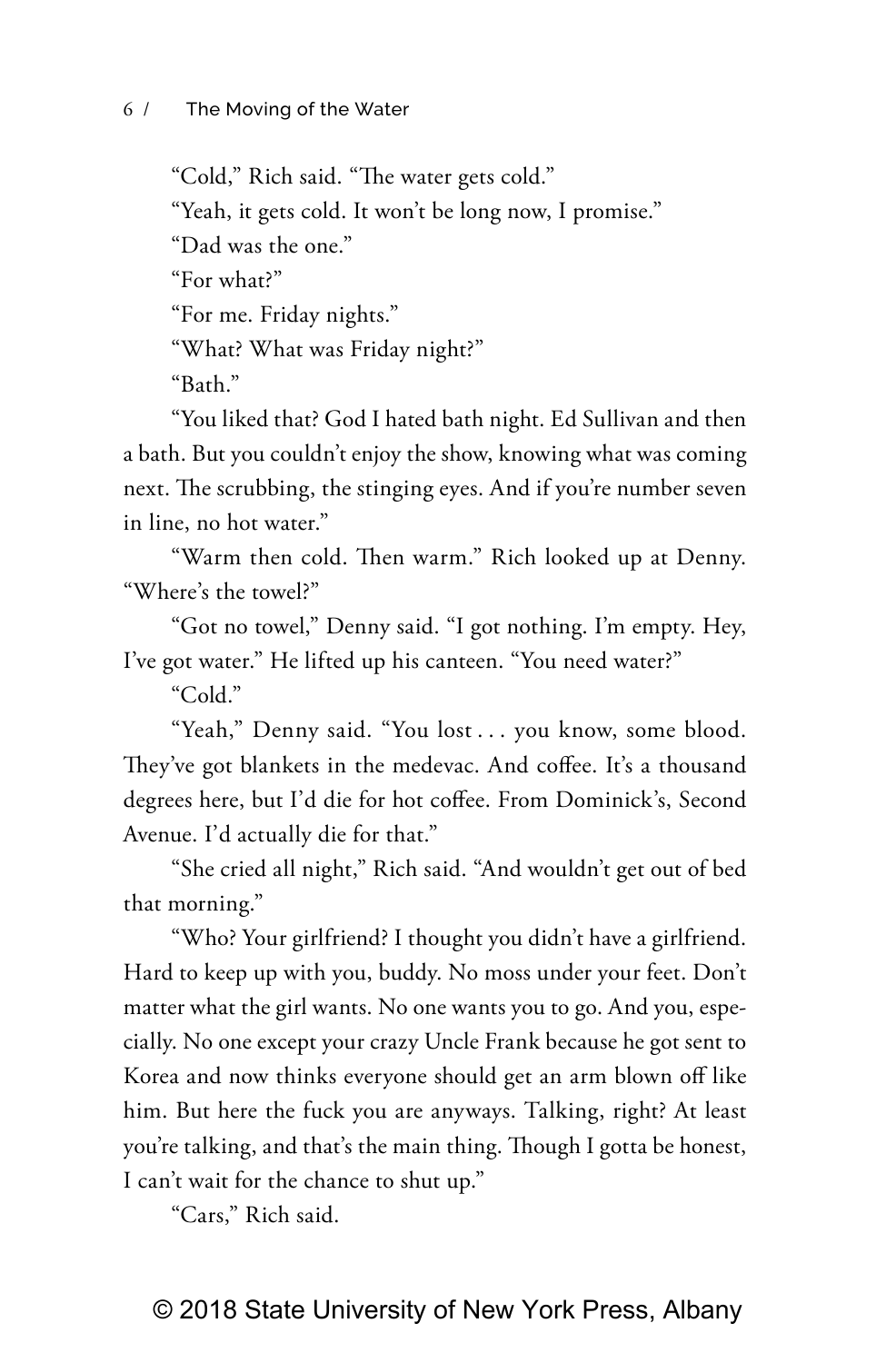"Cold," Rich said. "The water gets cold."

"Yeah, it gets cold. It won't be long now, I promise."

"Dad was the one."

"For what?"

"For me. Friday nights."

"What? What was Friday night?"

"Bath."

"You liked that? God I hated bath night. Ed Sullivan and then a bath. But you couldn't enjoy the show, knowing what was coming next. The scrubbing, the stinging eyes. And if you're number seven in line, no hot water."

"Warm then cold. Then warm." Rich looked up at Denny. "Where's the towel?"

"Got no towel," Denny said. "I got nothing. I'm empty. Hey, I've got water." He lifted up his canteen. "You need water?"

"Cold."

"Yeah," Denny said. "You lost . . . you know, some blood. They've got blankets in the medevac. And coffee. It's a thousand degrees here, but I'd die for hot coffee. From Dominick's, Second Avenue. I'd actually die for that."

"She cried all night," Rich said. "And wouldn't get out of bed that morning."

"Who? Your girlfriend? I thought you didn't have a girlfriend. Hard to keep up with you, buddy. No moss under your feet. Don't matter what the girl wants. No one wants you to go. And you, especially. No one except your crazy Uncle Frank because he got sent to Korea and now thinks everyone should get an arm blown off like him. But here the fuck you are anyways. Talking, right? At least you're talking, and that's the main thing. Though I gotta be honest, I can't wait for the chance to shut up."

"Cars," Rich said.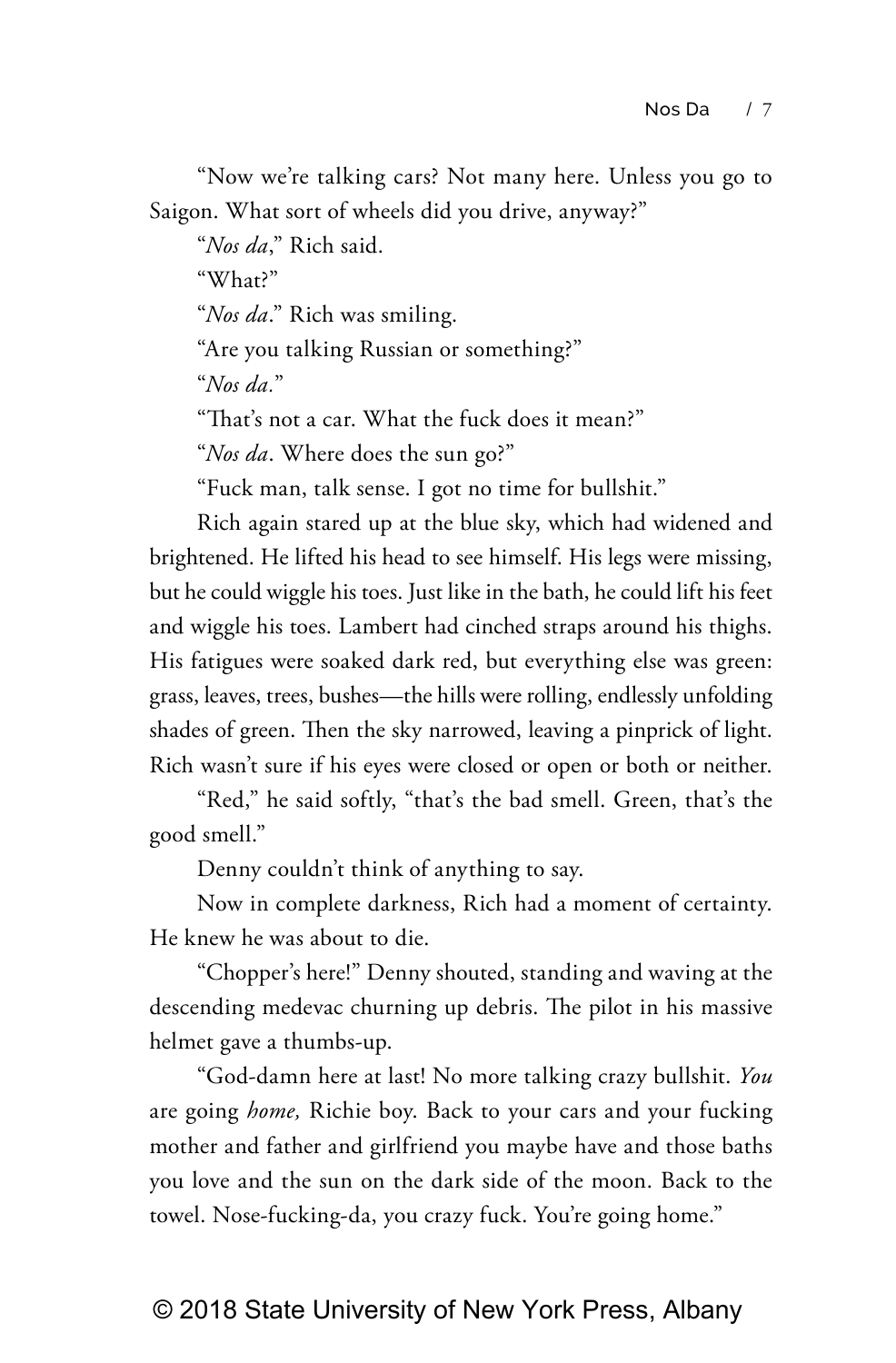"Now we're talking cars? Not many here. Unless you go to Saigon. What sort of wheels did you drive, anyway?"

"*Nos da*," Rich said.

"What?"

"*Nos da*." Rich was smiling.

"Are you talking Russian or something?"

"*Nos da*."

"That's not a car. What the fuck does it mean?"

"*Nos da*. Where does the sun go?"

"Fuck man, talk sense. I got no time for bullshit."

Rich again stared up at the blue sky, which had widened and brightened. He lifted his head to see himself. His legs were missing, but he could wiggle his toes. Just like in the bath, he could lift his feet and wiggle his toes. Lambert had cinched straps around his thighs. His fatigues were soaked dark red, but everything else was green: grass, leaves, trees, bushes—the hills were rolling, endlessly unfolding shades of green. Then the sky narrowed, leaving a pinprick of light. Rich wasn't sure if his eyes were closed or open or both or neither.

"Red," he said softly, "that's the bad smell. Green, that's the good smell."

Denny couldn't think of anything to say.

Now in complete darkness, Rich had a moment of certainty. He knew he was about to die.

"Chopper's here!" Denny shouted, standing and waving at the descending medevac churning up debris. The pilot in his massive helmet gave a thumbs-up.

"God-damn here at last! No more talking crazy bullshit. *You* are going *home,* Richie boy. Back to your cars and your fucking mother and father and girlfriend you maybe have and those baths you love and the sun on the dark side of the moon. Back to the towel. Nose-fucking-da, you crazy fuck. You're going home."

© 2018 State University of New York Press, Albany